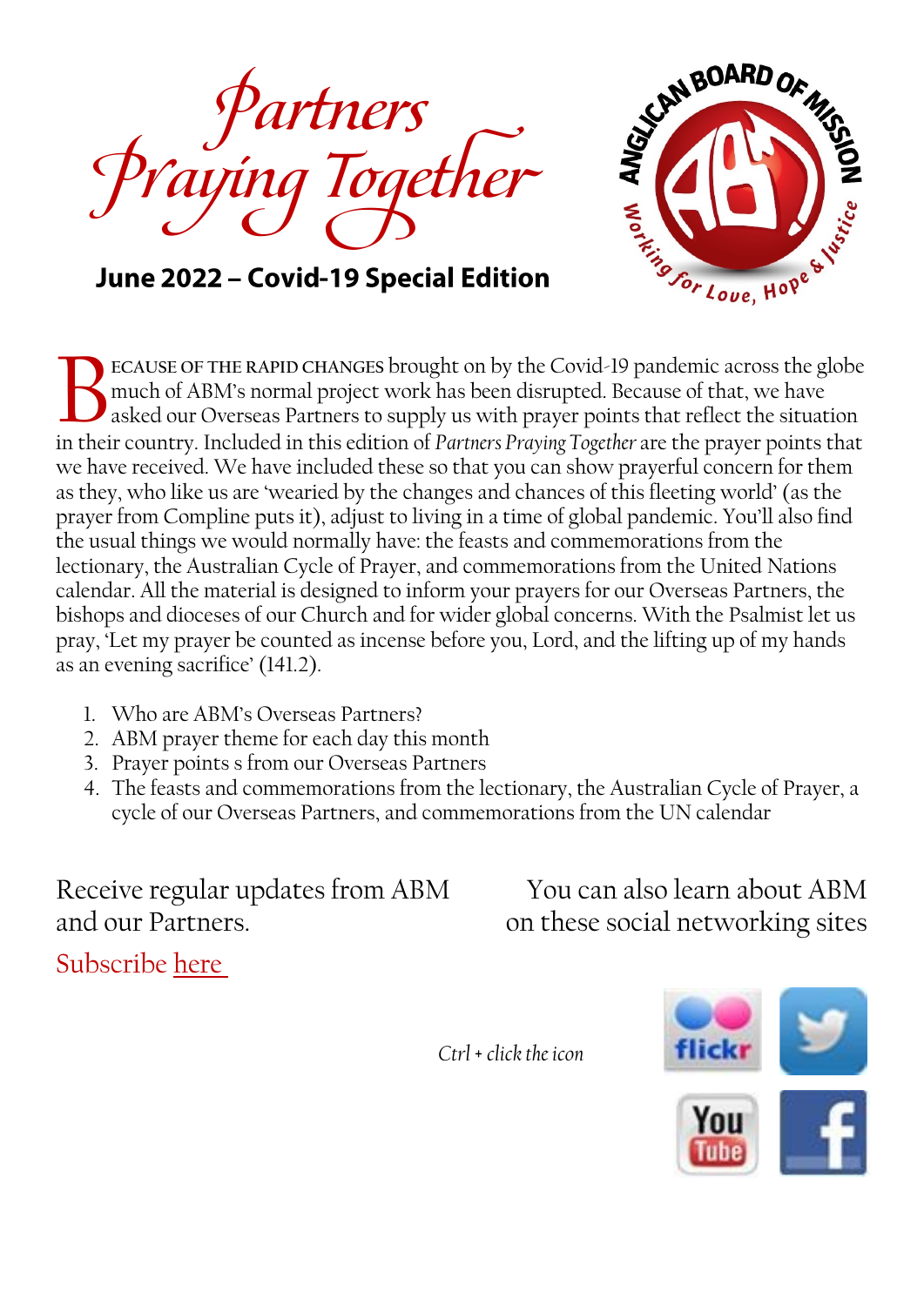# Partners Praying Together

**June 2022 – Covid-19 Special Edition**

ANGLICAN BOARD OF MISSION

Working for Love, Hope & Justice

BECAUSE OF THE RAPID CHANGES brought on by the Covid-19 pandemic across the globe much of ABM's normal project work has been disrupted. Because of that, we have asked our Overseas Partners to supply us with prayer points that reflect the situation in their country. Included in this edition of *Partners Praying Together* are the prayer points that we have received. We have included these so that you can show prayerful concern for them as they, who like us are 'wearied by the changes and chances of this fleeting world' (as the prayer from Compline puts it), adjust to living in a time of global pandemic. You'll also find the usual things we would normally have: the feasts and commemorations from the lectionary, the Australian Cycle of Prayer, and commemorations from the United Nations calendar. All the material is designed to inform your prayers for our Overseas Partners, the bishops and dioceses of our Church and for wider global concerns. With the Psalmist let us pray, 'Let my prayer be counted as incense before you, Lord, and the lifting up of my hands as an evening sacrifice' (141.2).

1. Who are ABM's Overseas Partners?
2. ABM prayer theme for each day this month
3. Prayer points s from our Overseas Partners
4. The feasts and commemorations from the lectionary, the Australian Cycle of Prayer, a cycle of our Overseas Partners, and commemorations from the UN calendar

Receive regular updates from ABM and our Partners.

Subscribe here

You can also learn about ABM on these social networking sites

*Ctrl + click the icon*

flickr

You Tube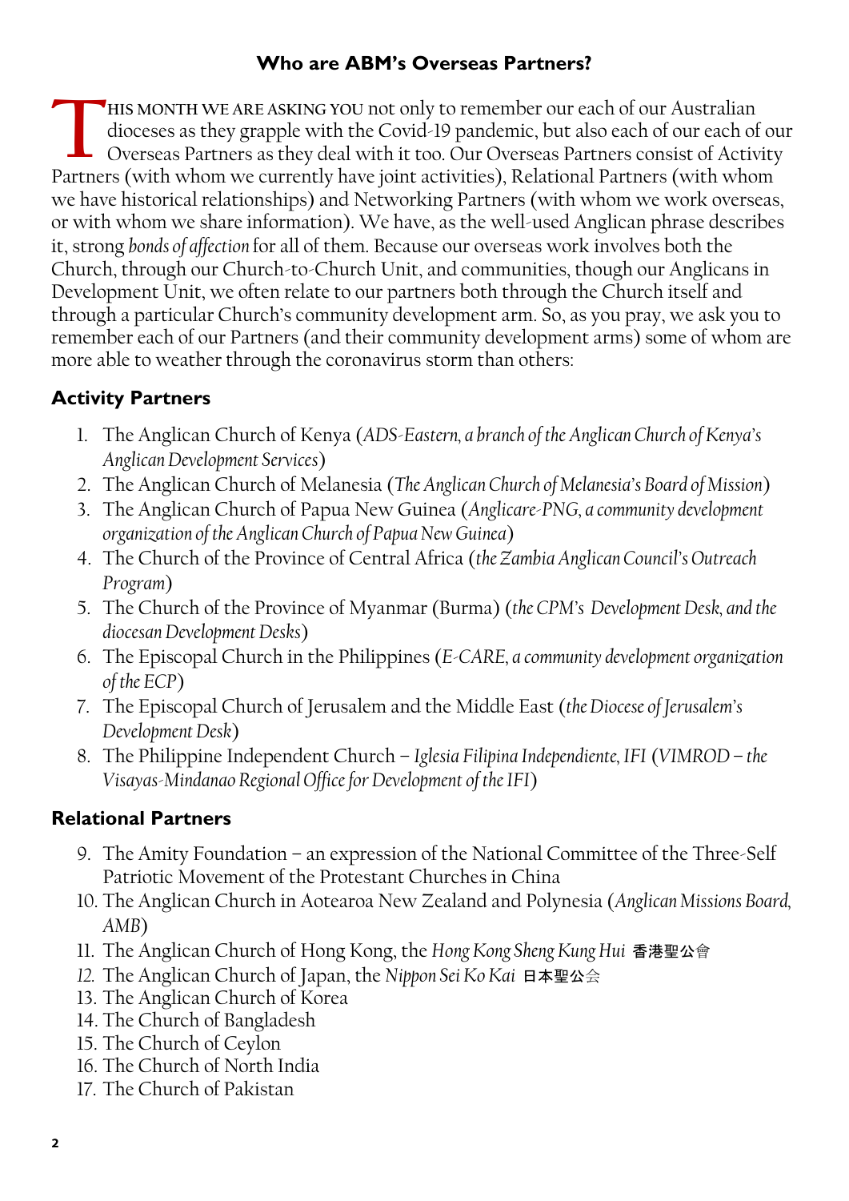## Who are ABM's Overseas Partners?

THIS MONTH WE ARE ASKING YOU not only to remember our each of our Australian dioceses as they grapple with the Covid-19 pandemic, but also each of our each of our Overseas Partners as they deal with it too. Our Overseas Partners consist of Activity Partners (with whom we currently have joint activities), Relational Partners (with whom we have historical relationships) and Networking Partners (with whom we work overseas, or with whom we share information). We have, as the well-used Anglican phrase describes it, strong *bonds of affection* for all of them. Because our overseas work involves both the Church, through our Church-to-Church Unit, and communities, though our Anglicans in Development Unit, we often relate to our partners both through the Church itself and through a particular Church's community development arm. So, as you pray, we ask you to remember each of our Partners (and their community development arms) some of whom are more able to weather through the coronavirus storm than others:

### Activity Partners

1. The Anglican Church of Kenya (*ADS-Eastern, a branch of the Anglican Church of Kenya's Anglican Development Services*)
2. The Anglican Church of Melanesia (*The Anglican Church of Melanesia's Board of Mission*)
3. The Anglican Church of Papua New Guinea (*Anglicare-PNG, a community development organization of the Anglican Church of Papua New Guinea*)
4. The Church of the Province of Central Africa (*the Zambia Anglican Council's Outreach Program*)
5. The Church of the Province of Myanmar (Burma) (*the CPM's Development Desk, and the diocesan Development Desks*)
6. The Episcopal Church in the Philippines (*E-CARE, a community development organization of the ECP*)
7. The Episcopal Church of Jerusalem and the Middle East (*the Diocese of Jerusalem's Development Desk*)
8. The Philippine Independent Church – *Iglesia Filipina Independiente, IFI* (*VIMROD – the Visayas-Mindanao Regional Office for Development of the IFI*)

### Relational Partners

9. The Amity Foundation – an expression of the National Committee of the Three-Self Patriotic Movement of the Protestant Churches in China
10. The Anglican Church in Aotearoa New Zealand and Polynesia (*Anglican Missions Board, AMB*)
11. The Anglican Church of Hong Kong, the *Hong Kong Sheng Kung Hui* 香港聖公會
12. The Anglican Church of Japan, the *Nippon Sei Ko Kai* 日本聖公会
13. The Anglican Church of Korea
14. The Church of Bangladesh
15. The Church of Ceylon
16. The Church of North India
17. The Church of Pakistan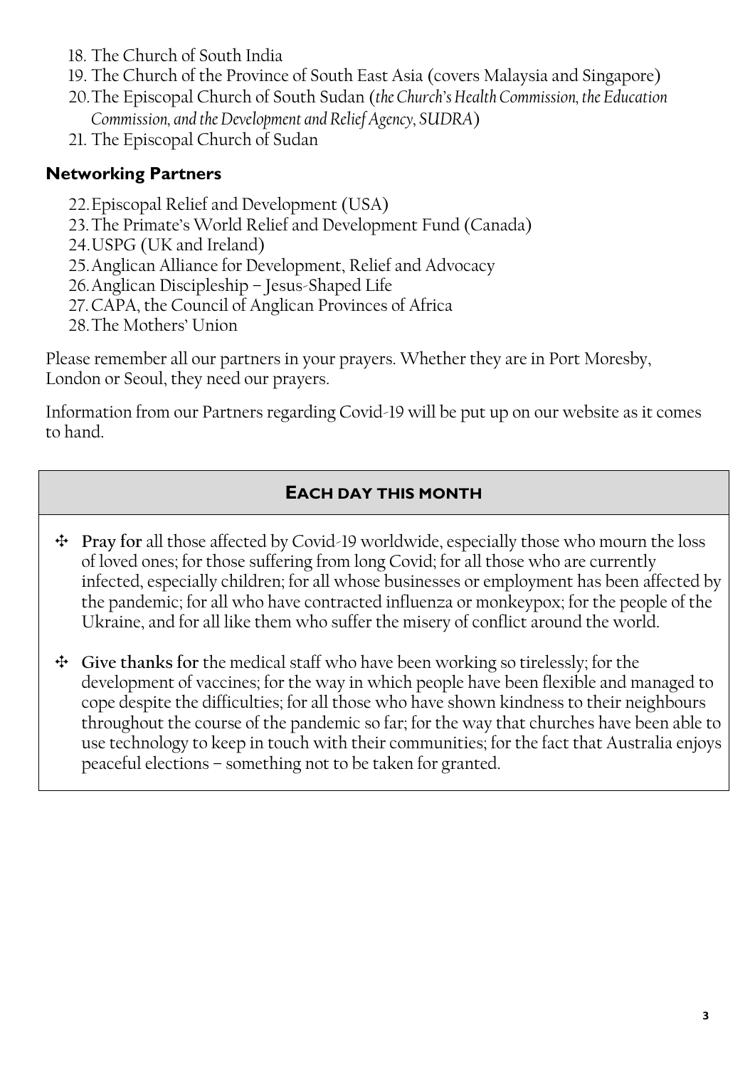18. The Church of South India
19. The Church of the Province of South East Asia (covers Malaysia and Singapore)
20. The Episcopal Church of South Sudan (*the Church's Health Commission, the Education Commission, and the Development and Relief Agency, SUDRA*)
21. The Episcopal Church of Sudan

### Networking Partners

22. Episcopal Relief and Development (USA)
23. The Primate's World Relief and Development Fund (Canada)
24. USPG (UK and Ireland)
25. Anglican Alliance for Development, Relief and Advocacy
26. Anglican Discipleship – Jesus-Shaped Life
27. CAPA, the Council of Anglican Provinces of Africa
28. The Mothers' Union

Please remember all our partners in your prayers. Whether they are in Port Moresby, London or Seoul, they need our prayers.

Information from our Partners regarding Covid-19 will be put up on our website as it comes to hand.

## EACH DAY THIS MONTH

- **Pray for** all those affected by Covid-19 worldwide, especially those who mourn the loss of loved ones; for those suffering from long Covid; for all those who are currently infected, especially children; for all whose businesses or employment has been affected by the pandemic; for all who have contracted influenza or monkeypox; for the people of the Ukraine, and for all like them who suffer the misery of conflict around the world.

- **Give thanks for** the medical staff who have been working so tirelessly; for the development of vaccines; for the way in which people have been flexible and managed to cope despite the difficulties; for all those who have shown kindness to their neighbours throughout the course of the pandemic so far; for the way that churches have been able to use technology to keep in touch with their communities; for the fact that Australia enjoys peaceful elections – something not to be taken for granted.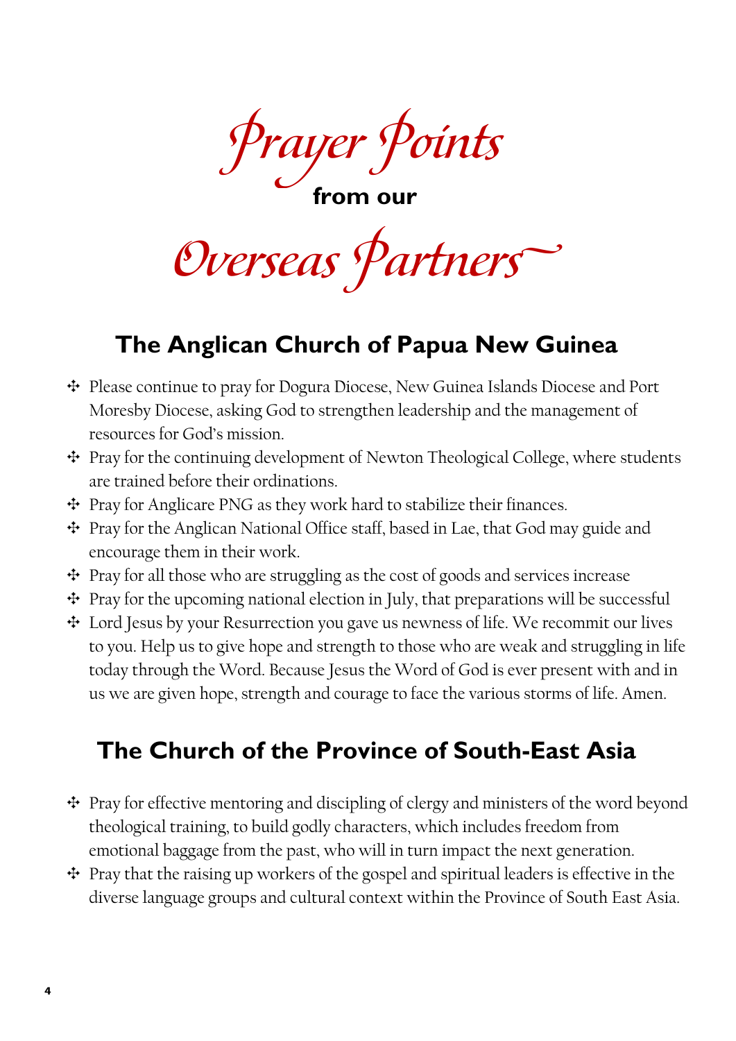# *Prayer Points* from our *Overseas Partners*

## The Anglican Church of Papua New Guinea

- Please continue to pray for Dogura Diocese, New Guinea Islands Diocese and Port Moresby Diocese, asking God to strengthen leadership and the management of resources for God's mission.
- Pray for the continuing development of Newton Theological College, where students are trained before their ordinations.
- Pray for Anglicare PNG as they work hard to stabilize their finances.
- Pray for the Anglican National Office staff, based in Lae, that God may guide and encourage them in their work.
- Pray for all those who are struggling as the cost of goods and services increase
- Pray for the upcoming national election in July, that preparations will be successful
- Lord Jesus by your Resurrection you gave us newness of life. We recommit our lives to you. Help us to give hope and strength to those who are weak and struggling in life today through the Word. Because Jesus the Word of God is ever present with and in us we are given hope, strength and courage to face the various storms of life. Amen.

## The Church of the Province of South-East Asia

- Pray for effective mentoring and discipling of clergy and ministers of the word beyond theological training, to build godly characters, which includes freedom from emotional baggage from the past, who will in turn impact the next generation.
- Pray that the raising up workers of the gospel and spiritual leaders is effective in the diverse language groups and cultural context within the Province of South East Asia.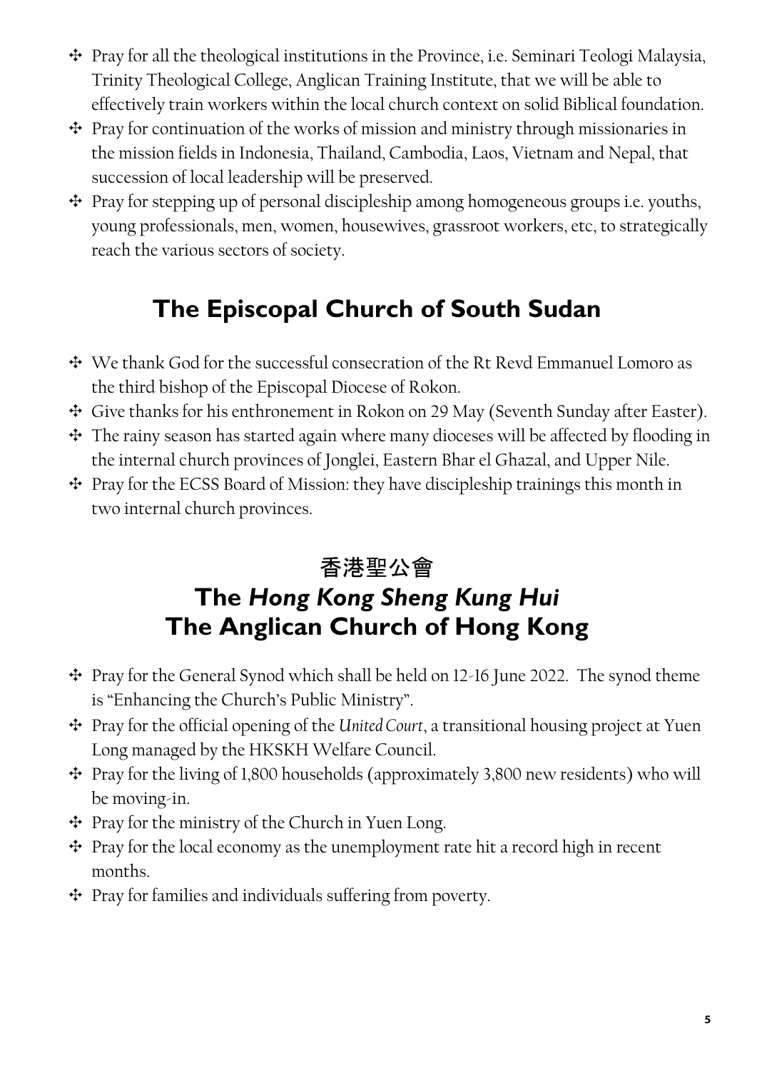- ✣ Pray for all the theological institutions in the Province, i.e. Seminari Teologi Malaysia, Trinity Theological College, Anglican Training Institute, that we will be able to effectively train workers within the local church context on solid Biblical foundation.
- ✣ Pray for continuation of the works of mission and ministry through missionaries in the mission fields in Indonesia, Thailand, Cambodia, Laos, Vietnam and Nepal, that succession of local leadership will be preserved.
- ✣ Pray for stepping up of personal discipleship among homogeneous groups i.e. youths, young professionals, men, women, housewives, grassroot workers, etc, to strategically reach the various sectors of society.

## The Episcopal Church of South Sudan

- ✣ We thank God for the successful consecration of the Rt Revd Emmanuel Lomoro as the third bishop of the Episcopal Diocese of Rokon.
- ✣ Give thanks for his enthronement in Rokon on 29 May (Seventh Sunday after Easter).
- ✣ The rainy season has started again where many dioceses will be affected by flooding in the internal church provinces of Jonglei, Eastern Bhar el Ghazal, and Upper Nile.
- ✣ Pray for the ECSS Board of Mission: they have discipleship trainings this month in two internal church provinces.

## 香港聖公會
## The *Hong Kong Sheng Kung Hui* The Anglican Church of Hong Kong

- ✣ Pray for the General Synod which shall be held on 12-16 June 2022. The synod theme is "Enhancing the Church's Public Ministry".
- ✣ Pray for the official opening of the *United Court*, a transitional housing project at Yuen Long managed by the HKSKH Welfare Council.
- ✣ Pray for the living of 1,800 households (approximately 3,800 new residents) who will be moving-in.
- ✣ Pray for the ministry of the Church in Yuen Long.
- ✣ Pray for the local economy as the unemployment rate hit a record high in recent months.
- ✣ Pray for families and individuals suffering from poverty.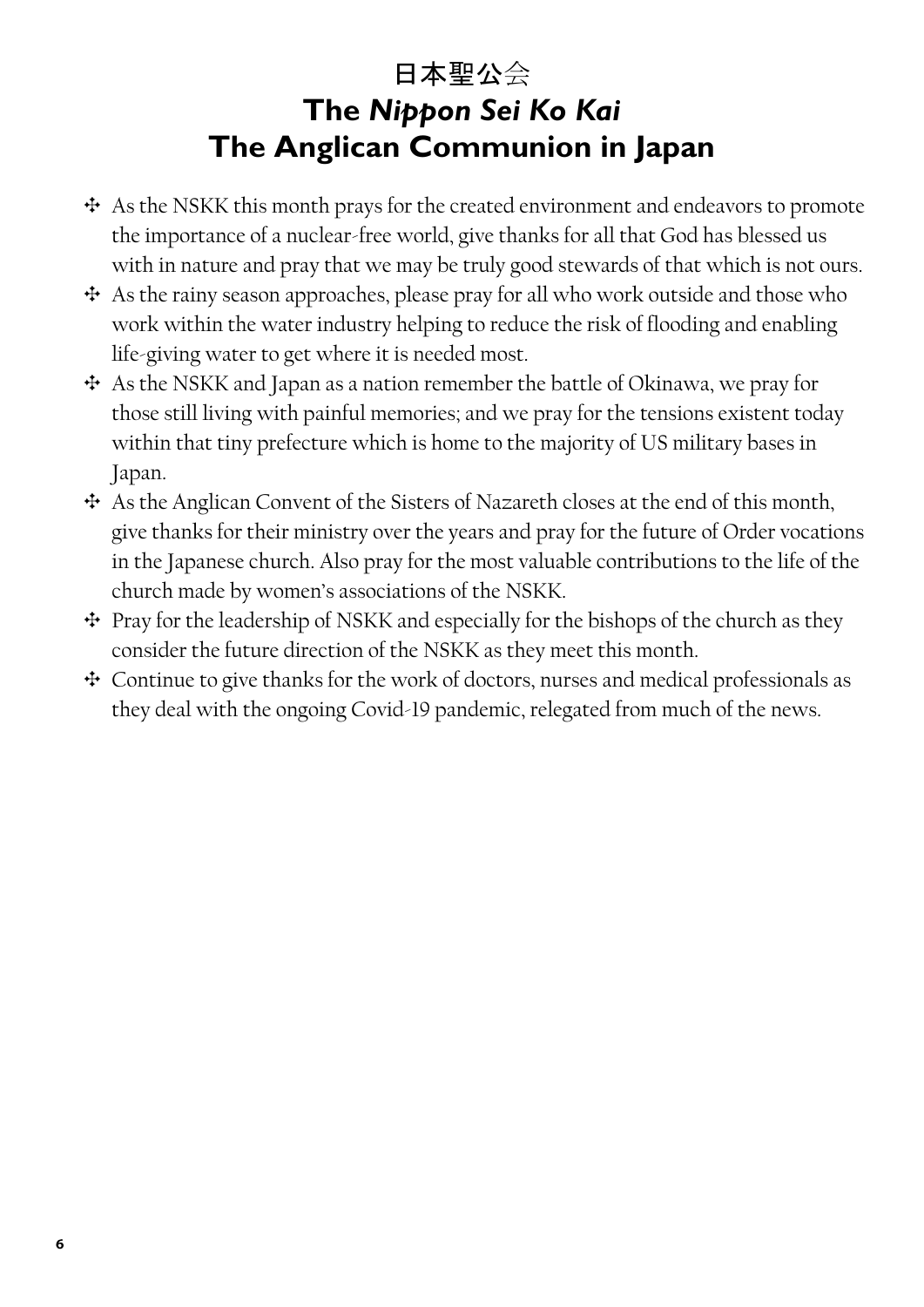# 日本聖公会
# The *Nippon Sei Ko Kai*
# The Anglican Communion in Japan

- As the NSKK this month prays for the created environment and endeavors to promote the importance of a nuclear-free world, give thanks for all that God has blessed us with in nature and pray that we may be truly good stewards of that which is not ours.
- As the rainy season approaches, please pray for all who work outside and those who work within the water industry helping to reduce the risk of flooding and enabling life-giving water to get where it is needed most.
- As the NSKK and Japan as a nation remember the battle of Okinawa, we pray for those still living with painful memories; and we pray for the tensions existent today within that tiny prefecture which is home to the majority of US military bases in Japan.
- As the Anglican Convent of the Sisters of Nazareth closes at the end of this month, give thanks for their ministry over the years and pray for the future of Order vocations in the Japanese church. Also pray for the most valuable contributions to the life of the church made by women's associations of the NSKK.
- Pray for the leadership of NSKK and especially for the bishops of the church as they consider the future direction of the NSKK as they meet this month.
- Continue to give thanks for the work of doctors, nurses and medical professionals as they deal with the ongoing Covid-19 pandemic, relegated from much of the news.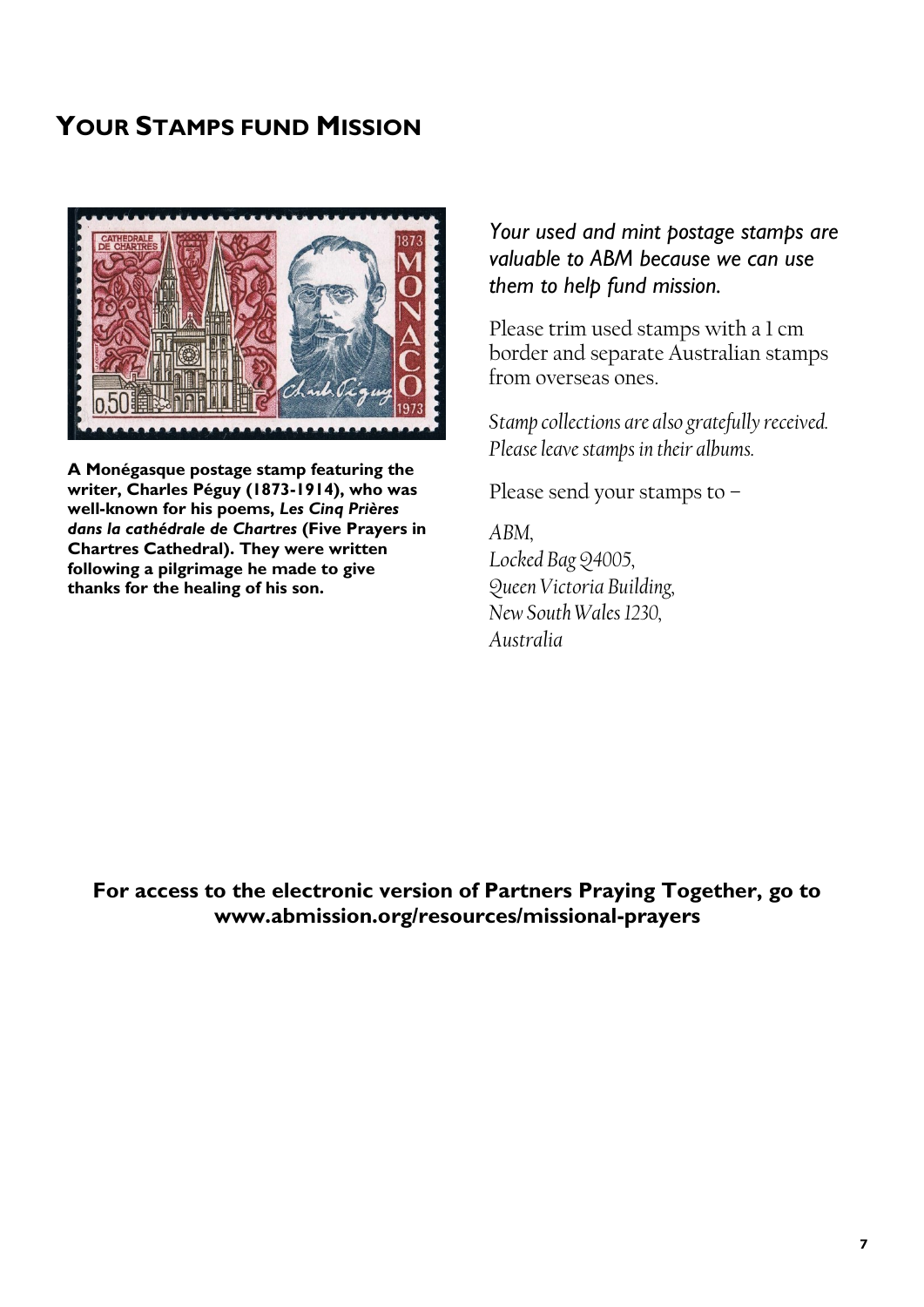## Your Stamps fund Mission

**A Monégasque postage stamp featuring the writer, Charles Péguy (1873-1914), who was well-known for his poems, *Les Cinq Prières dans la cathédrale de Chartres* (Five Prayers in Chartres Cathedral). They were written following a pilgrimage he made to give thanks for the healing of his son.**

*Your used and mint postage stamps are valuable to ABM because we can use them to help fund mission.*

Please trim used stamps with a 1 cm border and separate Australian stamps from overseas ones.

*Stamp collections are also gratefully received. Please leave stamps in their albums.*

Please send your stamps to –

*ABM,*
*Locked Bag Q4005,*
*Queen Victoria Building,*
*New South Wales 1230,*
*Australia*

**For access to the electronic version of Partners Praying Together, go to www.abmission.org/resources/missional-prayers**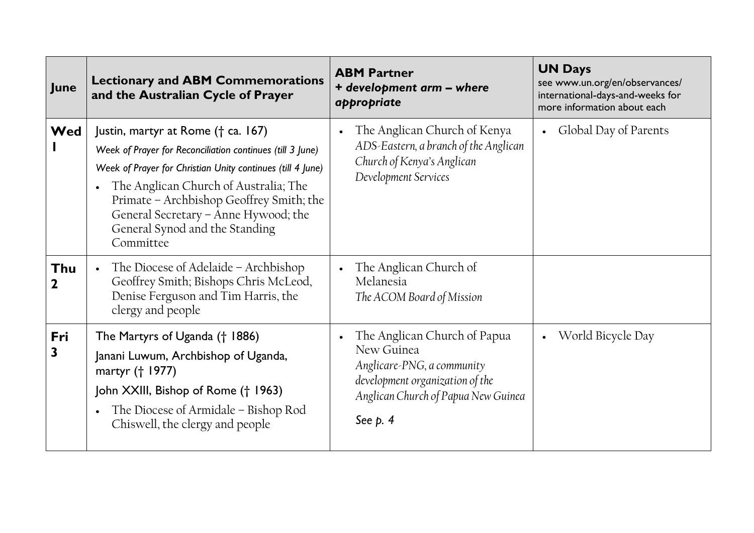| June | Lectionary and ABM Commemorations and the Australian Cycle of Prayer | ABM Partner + *development arm – where appropriate* | UN Days see www.un.org/en/observances/international-days-and-weeks for more information about each |
|---|---|---|---|
| **Wed 1** | Justin, martyr at Rome († ca. 167)<br>*Week of Prayer for Reconciliation continues (till 3 June)*<br>*Week of Prayer for Christian Unity continues (till 4 June)*<br>• The Anglican Church of Australia; The Primate – Archbishop Geoffrey Smith; the General Secretary – Anne Hywood; the General Synod and the Standing Committee | • The Anglican Church of Kenya<br>*ADS-Eastern, a branch of the Anglican Church of Kenya's Anglican Development Services* | • Global Day of Parents |
| **Thu 2** | • The Diocese of Adelaide – Archbishop Geoffrey Smith; Bishops Chris McLeod, Denise Ferguson and Tim Harris, the clergy and people | • The Anglican Church of Melanesia<br>*The ACOM Board of Mission* | |
| **Fri 3** | The Martyrs of Uganda († 1886)<br>Janani Luwum, Archbishop of Uganda, martyr († 1977)<br>John XXIII, Bishop of Rome († 1963)<br>• The Diocese of Armidale – Bishop Rod Chiswell, the clergy and people | • The Anglican Church of Papua New Guinea<br>*Anglicare-PNG, a community development organization of the Anglican Church of Papua New Guinea*<br>*See p. 4* | • World Bicycle Day |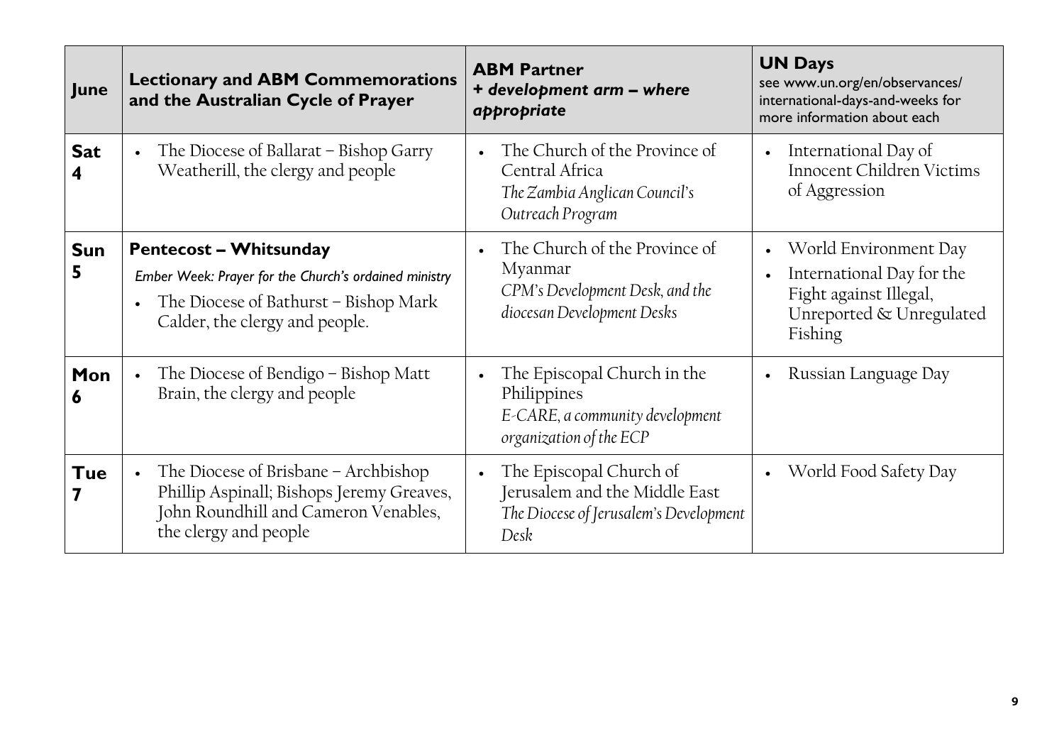| June | Lectionary and ABM Commemorations and the Australian Cycle of Prayer | ABM Partner + *development arm – where appropriate* | UN Days see www.un.org/en/observances/ international-days-and-weeks for more information about each |
|---|---|---|---|
| **Sat 4** | • The Diocese of Ballarat – Bishop Garry Weatherill, the clergy and people | • The Church of the Province of Central Africa *The Zambia Anglican Council's Outreach Program* | • International Day of Innocent Children Victims of Aggression |
| **Sun 5** | **Pentecost – Whitsunday** *Ember Week: Prayer for the Church's ordained ministry* • The Diocese of Bathurst – Bishop Mark Calder, the clergy and people. | • The Church of the Province of Myanmar *CPM's Development Desk, and the diocesan Development Desks* | • World Environment Day • International Day for the Fight against Illegal, Unreported & Unregulated Fishing |
| **Mon 6** | • The Diocese of Bendigo – Bishop Matt Brain, the clergy and people | • The Episcopal Church in the Philippines *E-CARE, a community development organization of the ECP* | • Russian Language Day |
| **Tue 7** | • The Diocese of Brisbane – Archbishop Phillip Aspinall; Bishops Jeremy Greaves, John Roundhill and Cameron Venables, the clergy and people | • The Episcopal Church of Jerusalem and the Middle East *The Diocese of Jerusalem's Development Desk* | • World Food Safety Day |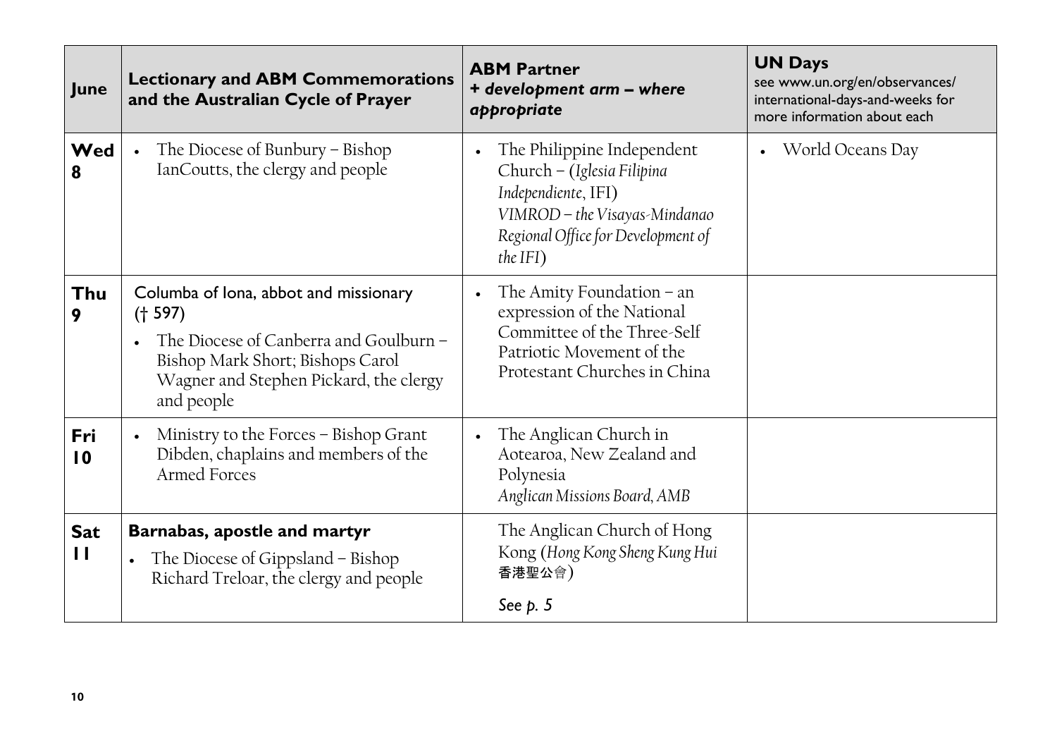| June | Lectionary and ABM Commemorations and the Australian Cycle of Prayer | ABM Partner + *development arm – where appropriate* | UN Days see www.un.org/en/observances/international-days-and-weeks for more information about each |
|---|---|---|---|
| **Wed 8** | • The Diocese of Bunbury – Bishop IanCoutts, the clergy and people | • The Philippine Independent Church – (*Iglesia Filipina Independiente*, IFI) *VIMROD – the Visayas-Mindanao Regional Office for Development of the IFI*) | • World Oceans Day |
| **Thu 9** | Columba of Iona, abbot and missionary († 597) • The Diocese of Canberra and Goulburn – Bishop Mark Short; Bishops Carol Wagner and Stephen Pickard, the clergy and people | • The Amity Foundation – an expression of the National Committee of the Three-Self Patriotic Movement of the Protestant Churches in China | |
| **Fri 10** | • Ministry to the Forces – Bishop Grant Dibden, chaplains and members of the Armed Forces | • The Anglican Church in Aotearoa, New Zealand and Polynesia *Anglican Missions Board, AMB* | |
| **Sat 11** | **Barnabas, apostle and martyr** • The Diocese of Gippsland – Bishop Richard Treloar, the clergy and people | The Anglican Church of Hong Kong (*Hong Kong Sheng Kung Hui* 香港聖公會) *See p. 5* | |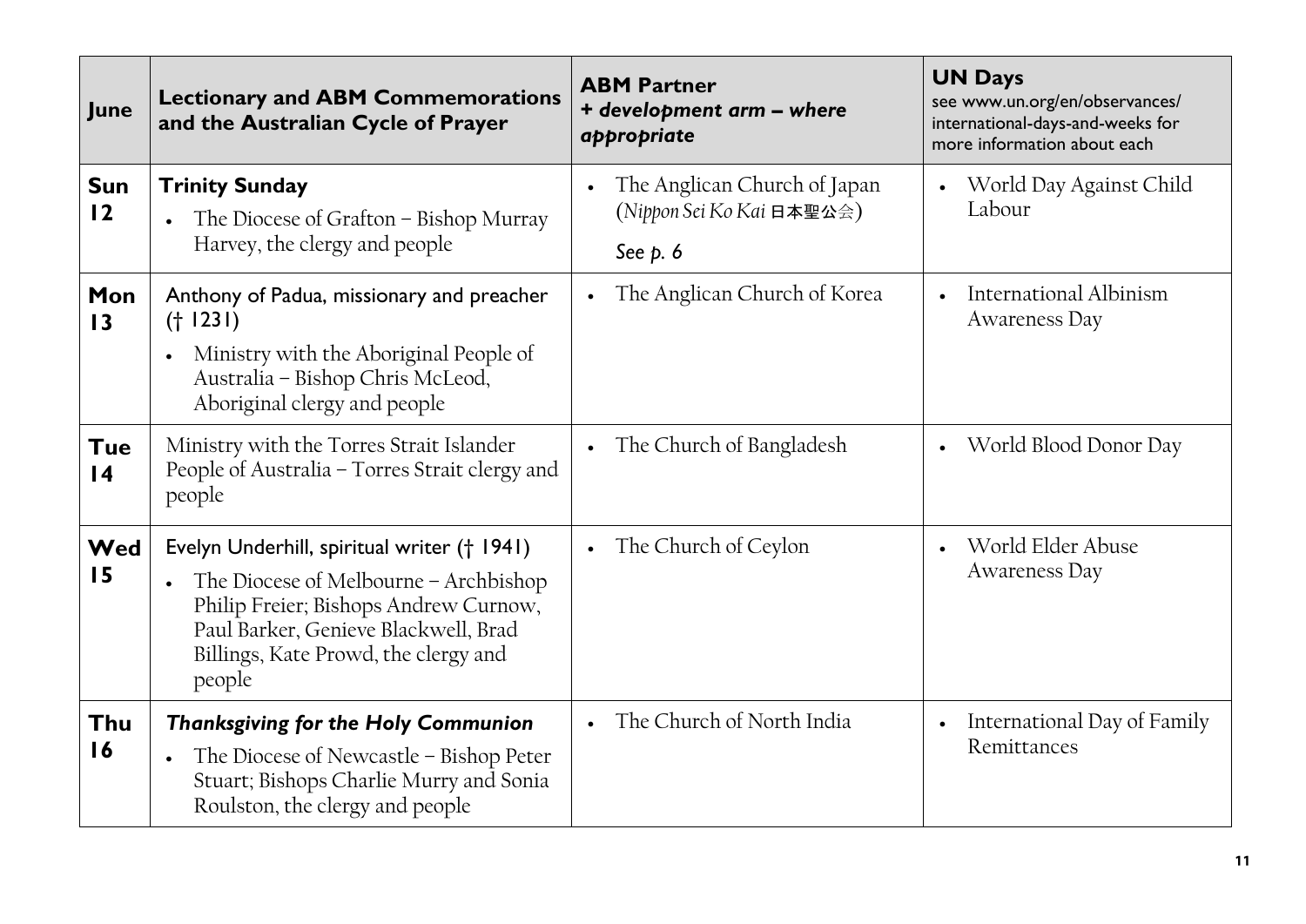| June | Lectionary and ABM Commemorations and the Australian Cycle of Prayer | ABM Partner + *development arm – where appropriate* | UN Days see www.un.org/en/observances/international-days-and-weeks for more information about each |
|---|---|---|---|
| **Sun 12** | **Trinity Sunday**<br>• The Diocese of Grafton – Bishop Murray Harvey, the clergy and people | • The Anglican Church of Japan (*Nippon Sei Ko Kai* 日本聖公会)<br>*See p. 6* | • World Day Against Child Labour |
| **Mon 13** | Anthony of Padua, missionary and preacher († 1231)<br>• Ministry with the Aboriginal People of Australia – Bishop Chris McLeod, Aboriginal clergy and people | • The Anglican Church of Korea | • International Albinism Awareness Day |
| **Tue 14** | Ministry with the Torres Strait Islander People of Australia – Torres Strait clergy and people | • The Church of Bangladesh | • World Blood Donor Day |
| **Wed 15** | Evelyn Underhill, spiritual writer († 1941)<br>• The Diocese of Melbourne – Archbishop Philip Freier; Bishops Andrew Curnow, Paul Barker, Genieve Blackwell, Brad Billings, Kate Prowd, the clergy and people | • The Church of Ceylon | • World Elder Abuse Awareness Day |
| **Thu 16** | ***Thanksgiving for the Holy Communion***<br>• The Diocese of Newcastle – Bishop Peter Stuart; Bishops Charlie Murry and Sonia Roulston, the clergy and people | • The Church of North India | • International Day of Family Remittances |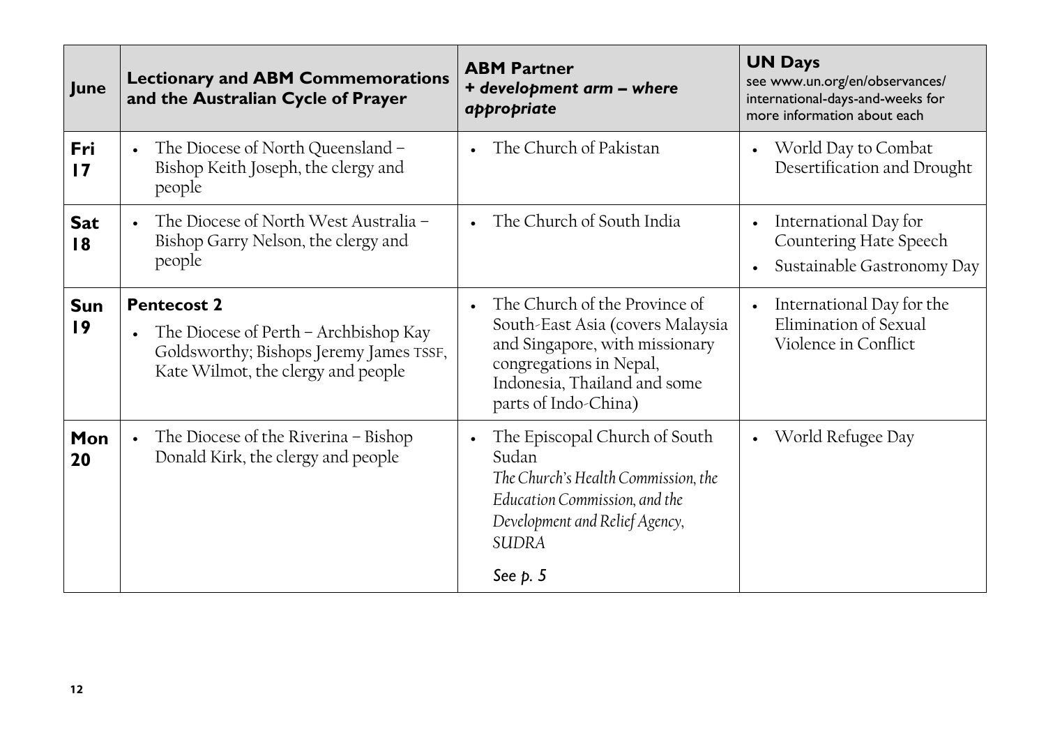| June | Lectionary and ABM Commemorations and the Australian Cycle of Prayer | ABM Partner + *development arm – where appropriate* | UN Days see www.un.org/en/observances/international-days-and-weeks for more information about each |
|---|---|---|---|
| **Fri 17** | • The Diocese of North Queensland – Bishop Keith Joseph, the clergy and people | • The Church of Pakistan | • World Day to Combat Desertification and Drought |
| **Sat 18** | • The Diocese of North West Australia – Bishop Garry Nelson, the clergy and people | • The Church of South India | • International Day for Countering Hate Speech<br>• Sustainable Gastronomy Day |
| **Sun 19** | **Pentecost 2**<br>• The Diocese of Perth – Archbishop Kay Goldsworthy; Bishops Jeremy James TSSF, Kate Wilmot, the clergy and people | • The Church of the Province of South-East Asia (covers Malaysia and Singapore, with missionary congregations in Nepal, Indonesia, Thailand and some parts of Indo-China) | • International Day for the Elimination of Sexual Violence in Conflict |
| **Mon 20** | • The Diocese of the Riverina – Bishop Donald Kirk, the clergy and people | • The Episcopal Church of South Sudan<br>*The Church's Health Commission, the Education Commission, and the Development and Relief Agency, SUDRA*<br>*See p. 5* | • World Refugee Day |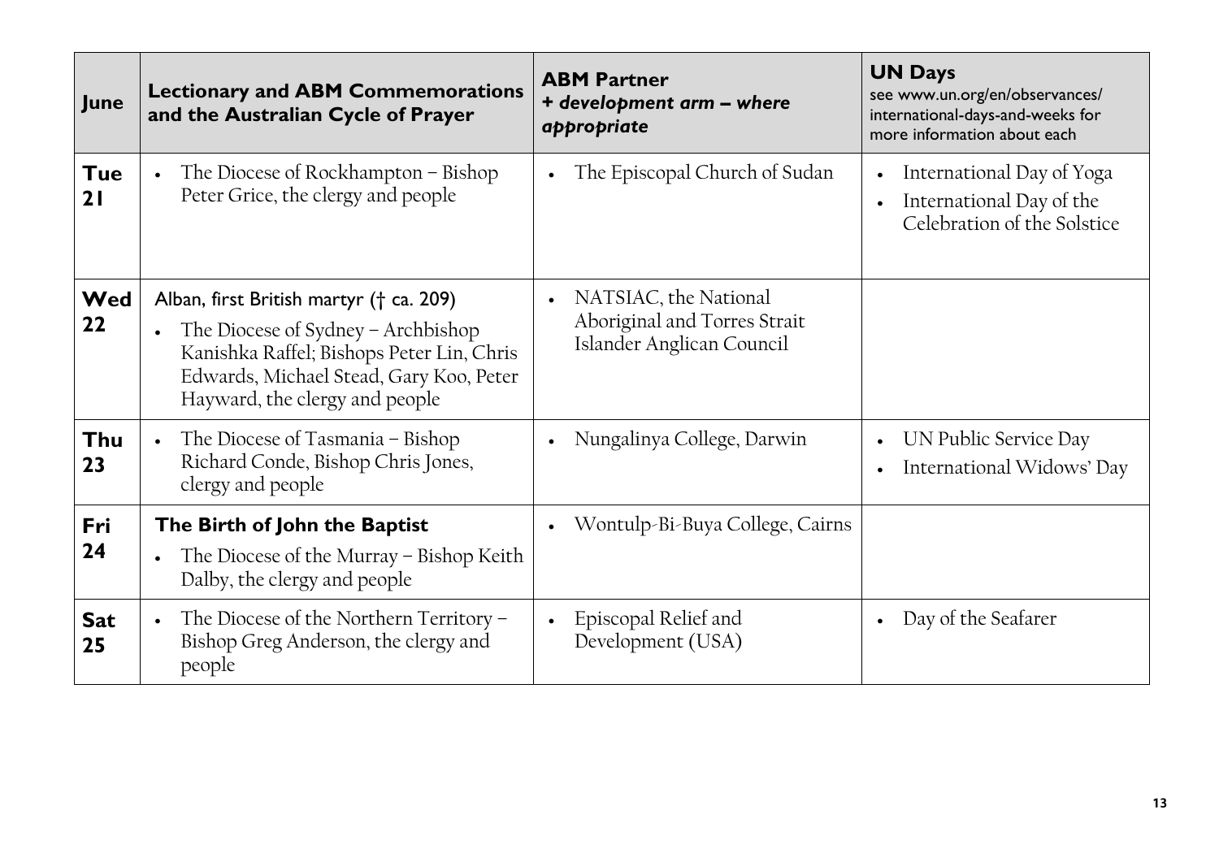| June | Lectionary and ABM Commemorations and the Australian Cycle of Prayer | ABM Partner + *development arm – where appropriate* | UN Days see www.un.org/en/observances/ international-days-and-weeks for more information about each |
|---|---|---|---|
| **Tue 21** | • The Diocese of Rockhampton – Bishop Peter Grice, the clergy and people | • The Episcopal Church of Sudan | • International Day of Yoga<br>• International Day of the Celebration of the Solstice |
| **Wed 22** | Alban, first British martyr († ca. 209)<br>• The Diocese of Sydney – Archbishop Kanishka Raffel; Bishops Peter Lin, Chris Edwards, Michael Stead, Gary Koo, Peter Hayward, the clergy and people | • NATSIAC, the National Aboriginal and Torres Strait Islander Anglican Council | |
| **Thu 23** | • The Diocese of Tasmania – Bishop Richard Conde, Bishop Chris Jones, clergy and people | • Nungalinya College, Darwin | • UN Public Service Day<br>• International Widows' Day |
| **Fri 24** | **The Birth of John the Baptist**<br>• The Diocese of the Murray – Bishop Keith Dalby, the clergy and people | • Wontulp-Bi-Buya College, Cairns | |
| **Sat 25** | • The Diocese of the Northern Territory – Bishop Greg Anderson, the clergy and people | • Episcopal Relief and Development (USA) | • Day of the Seafarer |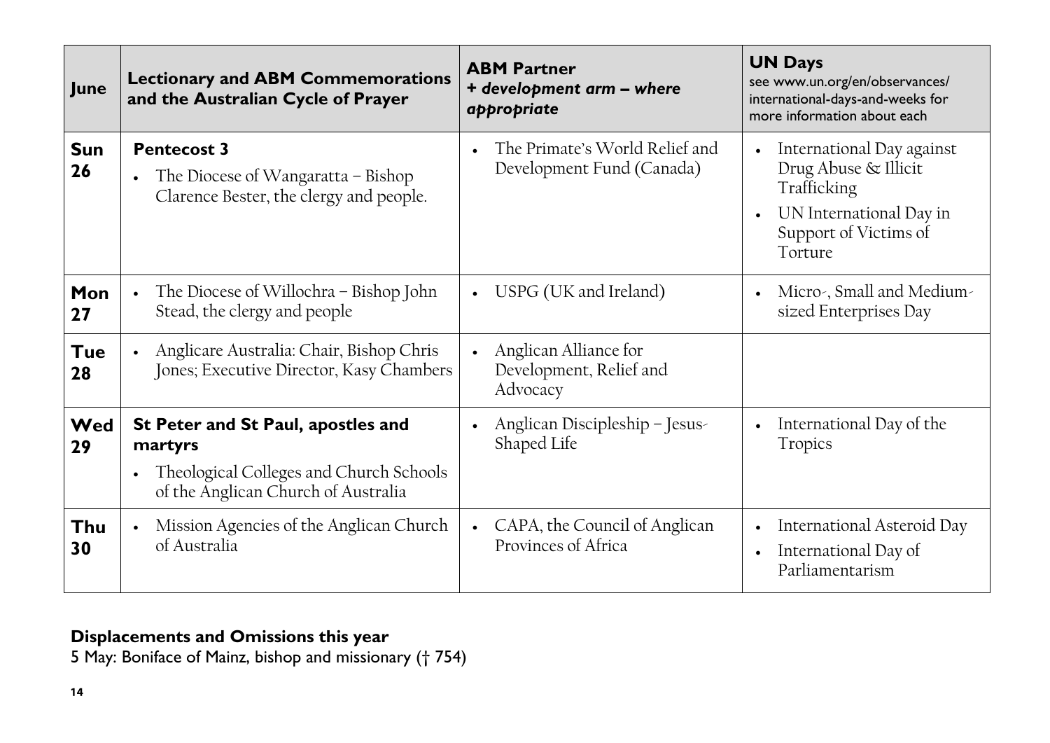| June | Lectionary and ABM Commemorations and the Australian Cycle of Prayer | ABM Partner *+ development arm – where appropriate* | UN Days see www.un.org/en/observances/international-days-and-weeks for more information about each |
|---|---|---|---|
| **Sun 26** | **Pentecost 3**<br>• The Diocese of Wangaratta – Bishop Clarence Bester, the clergy and people. | • The Primate's World Relief and Development Fund (Canada) | • International Day against Drug Abuse & Illicit Trafficking<br>• UN International Day in Support of Victims of Torture |
| **Mon 27** | • The Diocese of Willochra – Bishop John Stead, the clergy and people | • USPG (UK and Ireland) | • Micro-, Small and Medium-sized Enterprises Day |
| **Tue 28** | • Anglicare Australia: Chair, Bishop Chris Jones; Executive Director, Kasy Chambers | • Anglican Alliance for Development, Relief and Advocacy | |
| **Wed 29** | **St Peter and St Paul, apostles and martyrs**<br>• Theological Colleges and Church Schools of the Anglican Church of Australia | • Anglican Discipleship – Jesus-Shaped Life | • International Day of the Tropics |
| **Thu 30** | • Mission Agencies of the Anglican Church of Australia | • CAPA, the Council of Anglican Provinces of Africa | • International Asteroid Day<br>• International Day of Parliamentarism |

**Displacements and Omissions this year**

5 May: Boniface of Mainz, bishop and missionary († 754)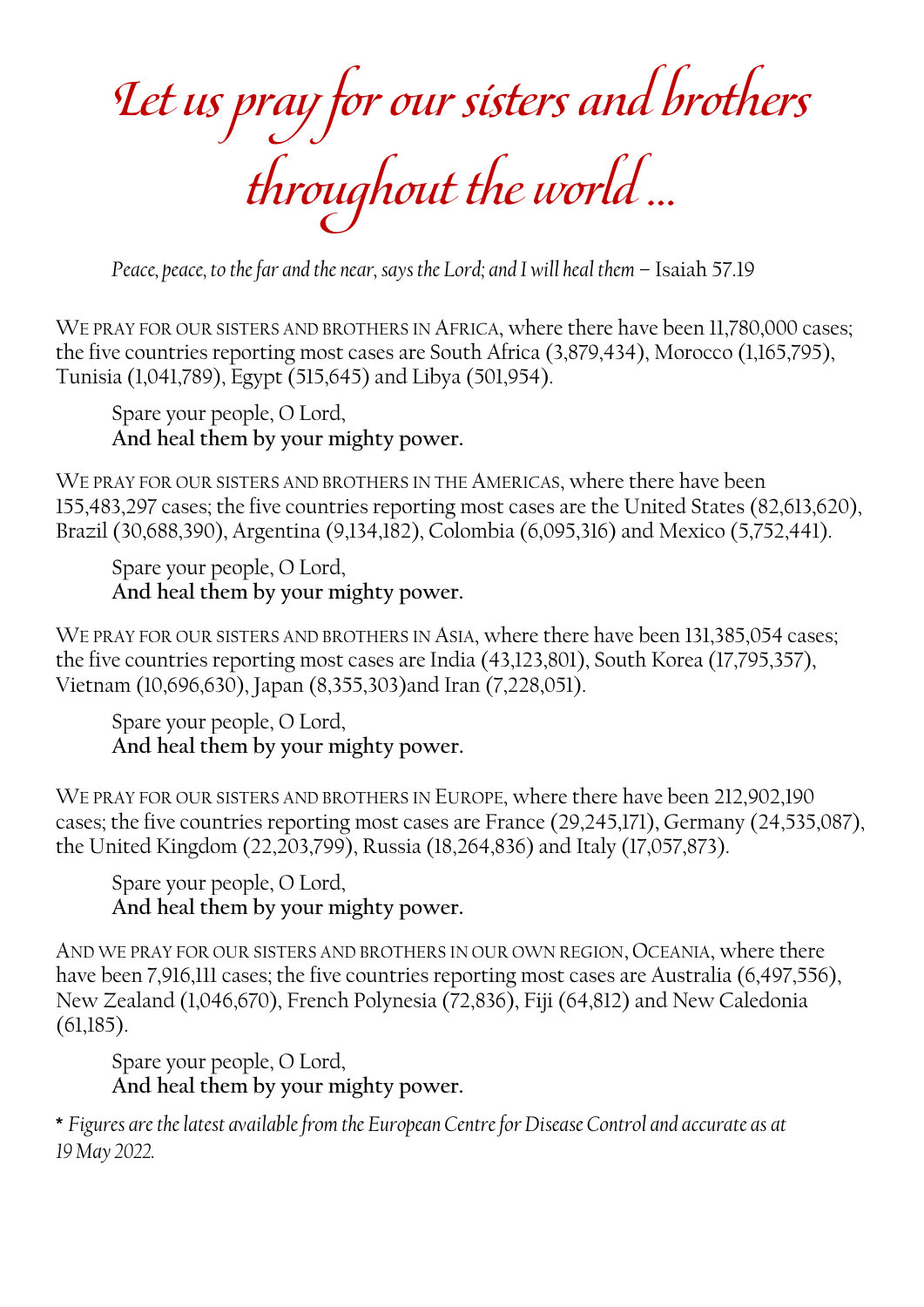// Let us pray for our sisters and brothers throughout the world ...

*Peace, peace, to the far and the near, says the Lord; and I will heal them* – Isaiah 57.19

We pray for our sisters and brothers in Africa, where there have been 11,780,000 cases; the five countries reporting most cases are South Africa (3,879,434), Morocco (1,165,795), Tunisia (1,041,789), Egypt (515,645) and Libya (501,954).

Spare your people, O Lord,
**And heal them by your mighty power.**

We pray for our sisters and brothers in the Americas, where there have been 155,483,297 cases; the five countries reporting most cases are the United States (82,613,620), Brazil (30,688,390), Argentina (9,134,182), Colombia (6,095,316) and Mexico (5,752,441).

Spare your people, O Lord,
**And heal them by your mighty power.**

We pray for our sisters and brothers in Asia, where there have been 131,385,054 cases; the five countries reporting most cases are India (43,123,801), South Korea (17,795,357), Vietnam (10,696,630), Japan (8,355,303)and Iran (7,228,051).

Spare your people, O Lord,
**And heal them by your mighty power.**

We pray for our sisters and brothers in Europe, where there have been 212,902,190 cases; the five countries reporting most cases are France (29,245,171), Germany (24,535,087), the United Kingdom (22,203,799), Russia (18,264,836) and Italy (17,057,873).

Spare your people, O Lord,
**And heal them by your mighty power.**

And we pray for our sisters and brothers in our own region, Oceania, where there have been 7,916,111 cases; the five countries reporting most cases are Australia (6,497,556), New Zealand (1,046,670), French Polynesia (72,836), Fiji (64,812) and New Caledonia (61,185).

Spare your people, O Lord,
**And heal them by your mighty power.**

* *Figures are the latest available from the European Centre for Disease Control and accurate as at 19 May 2022.*